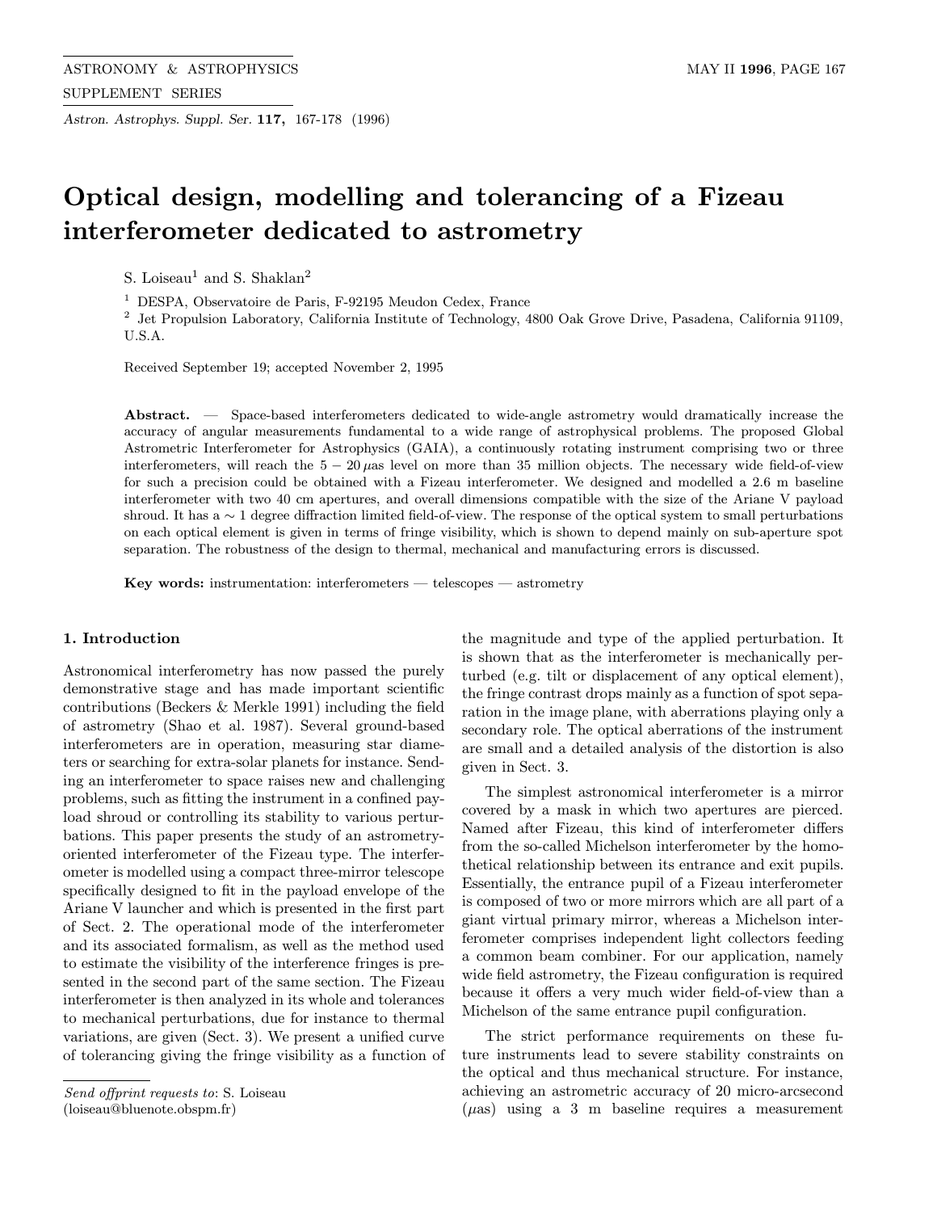# Optical design, modelling and tolerancing of a Fizeau interferometer dedicated to astrometry

S. Loiseau[1] and S. Shaklan[2]

[1] DESPA, Observatoire de Paris, F-92195 Meudon Cedex, France

[2] Jet Propulsion Laboratory, California Institute of Technology, 4800 Oak Grove Drive, Pasadena, California 91109, U.S.A.

Received September 19; accepted November 2, 1995

**Abstract.** — Space-based interferometers dedicated to wide-angle astrometry would dramatically increase the accuracy of angular measurements fundamental to a wide range of astrophysical problems. The proposed Global Astrometric Interferometer for Astrophysics (GAIA), a continuously rotating instrument comprising two or three interferometers, will reach the $5-20\,\mu$as level on more than 35 million objects. The necessary wide field-of-view for such a precision could be obtained with a Fizeau interferometer. We designed and modelled a 2.6 m baseline interferometer with two 40 cm apertures, and overall dimensions compatible with the size of the Ariane V payload shroud. It has a $\sim 1$ degree diffraction limited field-of-view. The response of the optical system to small perturbations on each optical element is given in terms of fringe visibility, which is shown to depend mainly on sub-aperture spot separation. The robustness of the design to thermal, mechanical and manufacturing errors is discussed.

**Key words:** instrumentation: interferometers — telescopes — astrometry

## 1. Introduction

Astronomical interferometry has now passed the purely demonstrative stage and has made important scientific contributions (Beckers & Merkle 1991) including the field of astrometry (Shao et al. 1987). Several ground-based interferometers are in operation, measuring star diameters or searching for extra-solar planets for instance. Sending an interferometer to space raises new and challenging problems, such as fitting the instrument in a confined payload shroud or controlling its stability to various perturbations. This paper presents the study of an astrometry-oriented interferometer of the Fizeau type. The interferometer is modelled using a compact three-mirror telescope specifically designed to fit in the payload envelope of the Ariane V launcher and which is presented in the first part of Sect. 2. The operational mode of the interferometer and its associated formalism, as well as the method used to estimate the visibility of the interference fringes is presented in the second part of the same section. The Fizeau interferometer is then analyzed in its whole and tolerances to mechanical perturbations, due for instance to thermal variations, are given (Sect. 3). We present a unified curve of tolerancing giving the fringe visibility as a function of the magnitude and type of the applied perturbation. It is shown that as the interferometer is mechanically perturbed (e.g. tilt or displacement of any optical element), the fringe contrast drops mainly as a function of spot separation in the image plane, with aberrations playing only a secondary role. The optical aberrations of the instrument are small and a detailed analysis of the distortion is also given in Sect. 3.

The simplest astronomical interferometer is a mirror covered by a mask in which two apertures are pierced. Named after Fizeau, this kind of interferometer differs from the so-called Michelson interferometer by the homothetical relationship between its entrance and exit pupils. Essentially, the entrance pupil of a Fizeau interferometer is composed of two or more mirrors which are all part of a giant virtual primary mirror, whereas a Michelson interferometer comprises independent light collectors feeding a common beam combiner. For our application, namely wide field astrometry, the Fizeau configuration is required because it offers a very much wider field-of-view than a Michelson of the same entrance pupil configuration.

The strict performance requirements on these future instruments lead to severe stability constraints on the optical and thus mechanical structure. For instance, achieving an astrometric accuracy of 20 micro-arcsecond ($\mu$as) using a 3 m baseline requires a measurement

*Send offprint requests to*: S. Loiseau (loiseau@bluenote.obspm.fr)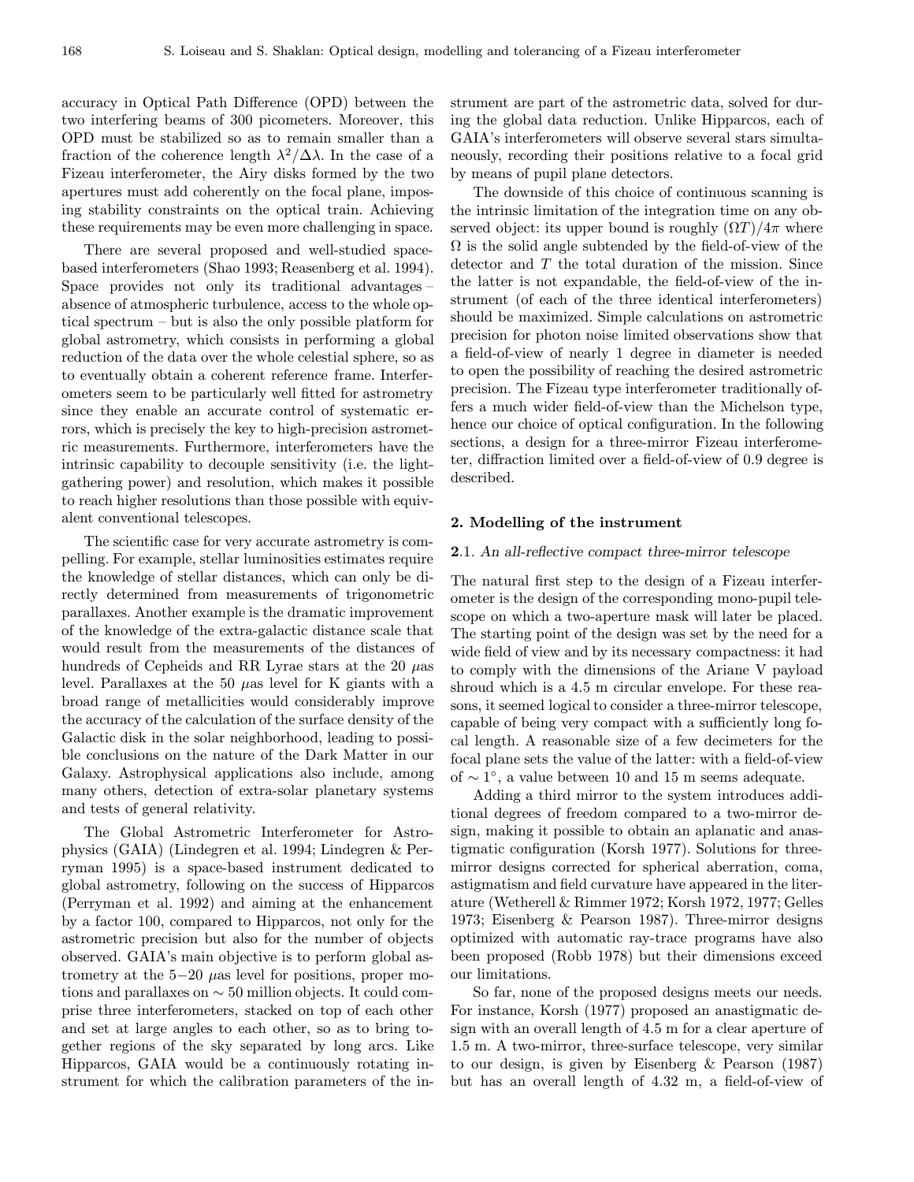accuracy in Optical Path Difference (OPD) between the two interfering beams of 300 picometers. Moreover, this OPD must be stabilized so as to remain smaller than a fraction of the coherence length $\lambda^2/\Delta\lambda$. In the case of a Fizeau interferometer, the Airy disks formed by the two apertures must add coherently on the focal plane, imposing stability constraints on the optical train. Achieving these requirements may be even more challenging in space.

There are several proposed and well-studied space-based interferometers (Shao 1993; Reasenberg et al. 1994). Space provides not only its traditional advantages – absence of atmospheric turbulence, access to the whole optical spectrum – but is also the only possible platform for global astrometry, which consists in performing a global reduction of the data over the whole celestial sphere, so as to eventually obtain a coherent reference frame. Interferometers seem to be particularly well fitted for astrometry since they enable an accurate control of systematic errors, which is precisely the key to high-precision astrometric measurements. Furthermore, interferometers have the intrinsic capability to decouple sensitivity (i.e. the light-gathering power) and resolution, which makes it possible to reach higher resolutions than those possible with equivalent conventional telescopes.

The scientific case for very accurate astrometry is compelling. For example, stellar luminosities estimates require the knowledge of stellar distances, which can only be directly determined from measurements of trigonometric parallaxes. Another example is the dramatic improvement of the knowledge of the extra-galactic distance scale that would result from the measurements of the distances of hundreds of Cepheids and RR Lyrae stars at the 20 $\mu$as level. Parallaxes at the 50 $\mu$as level for K giants with a broad range of metallicities would considerably improve the accuracy of the calculation of the surface density of the Galactic disk in the solar neighborhood, leading to possible conclusions on the nature of the Dark Matter in our Galaxy. Astrophysical applications also include, among many others, detection of extra-solar planetary systems and tests of general relativity.

The Global Astrometric Interferometer for Astrophysics (GAIA) (Lindegren et al. 1994; Lindegren & Perryman 1995) is a space-based instrument dedicated to global astrometry, following on the success of Hipparcos (Perryman et al. 1992) and aiming at the enhancement by a factor 100, compared to Hipparcos, not only for the astrometric precision but also for the number of objects observed. GAIA's main objective is to perform global astrometry at the 5−20 $\mu$as level for positions, proper motions and parallaxes on $\sim 50$ million objects. It could comprise three interferometers, stacked on top of each other and set at large angles to each other, so as to bring together regions of the sky separated by long arcs. Like Hipparcos, GAIA would be a continuously rotating instrument for which the calibration parameters of the instrument are part of the astrometric data, solved for during the global data reduction. Unlike Hipparcos, each of GAIA's interferometers will observe several stars simultaneously, recording their positions relative to a focal grid by means of pupil plane detectors.

The downside of this choice of continuous scanning is the intrinsic limitation of the integration time on any observed object: its upper bound is roughly $(\Omega T)/4\pi$ where $\Omega$ is the solid angle subtended by the field-of-view of the detector and $T$ the total duration of the mission. Since the latter is not expandable, the field-of-view of the instrument (of each of the three identical interferometers) should be maximized. Simple calculations on astrometric precision for photon noise limited observations show that a field-of-view of nearly 1 degree in diameter is needed to open the possibility of reaching the desired astrometric precision. The Fizeau type interferometer traditionally offers a much wider field-of-view than the Michelson type, hence our choice of optical configuration. In the following sections, a design for a three-mirror Fizeau interferometer, diffraction limited over a field-of-view of 0.9 degree is described.

## 2. Modelling of the instrument

### 2.1. *An all-reflective compact three-mirror telescope*

The natural first step to the design of a Fizeau interferometer is the design of the corresponding mono-pupil telescope on which a two-aperture mask will later be placed. The starting point of the design was set by the need for a wide field of view and by its necessary compactness: it had to comply with the dimensions of the Ariane V payload shroud which is a 4.5 m circular envelope. For these reasons, it seemed logical to consider a three-mirror telescope, capable of being very compact with a sufficiently long focal length. A reasonable size of a few decimeters for the focal plane sets the value of the latter: with a field-of-view of $\sim 1^\circ$, a value between 10 and 15 m seems adequate.

Adding a third mirror to the system introduces additional degrees of freedom compared to a two-mirror design, making it possible to obtain an aplanatic and anastigmatic configuration (Korsh 1977). Solutions for three-mirror designs corrected for spherical aberration, coma, astigmatism and field curvature have appeared in the literature (Wetherell & Rimmer 1972; Korsh 1972, 1977; Gelles 1973; Eisenberg & Pearson 1987). Three-mirror designs optimized with automatic ray-trace programs have also been proposed (Robb 1978) but their dimensions exceed our limitations.

So far, none of the proposed designs meets our needs. For instance, Korsh (1977) proposed an anastigmatic design with an overall length of 4.5 m for a clear aperture of 1.5 m. A two-mirror, three-surface telescope, very similar to our design, is given by Eisenberg & Pearson (1987) but has an overall length of 4.32 m, a field-of-view of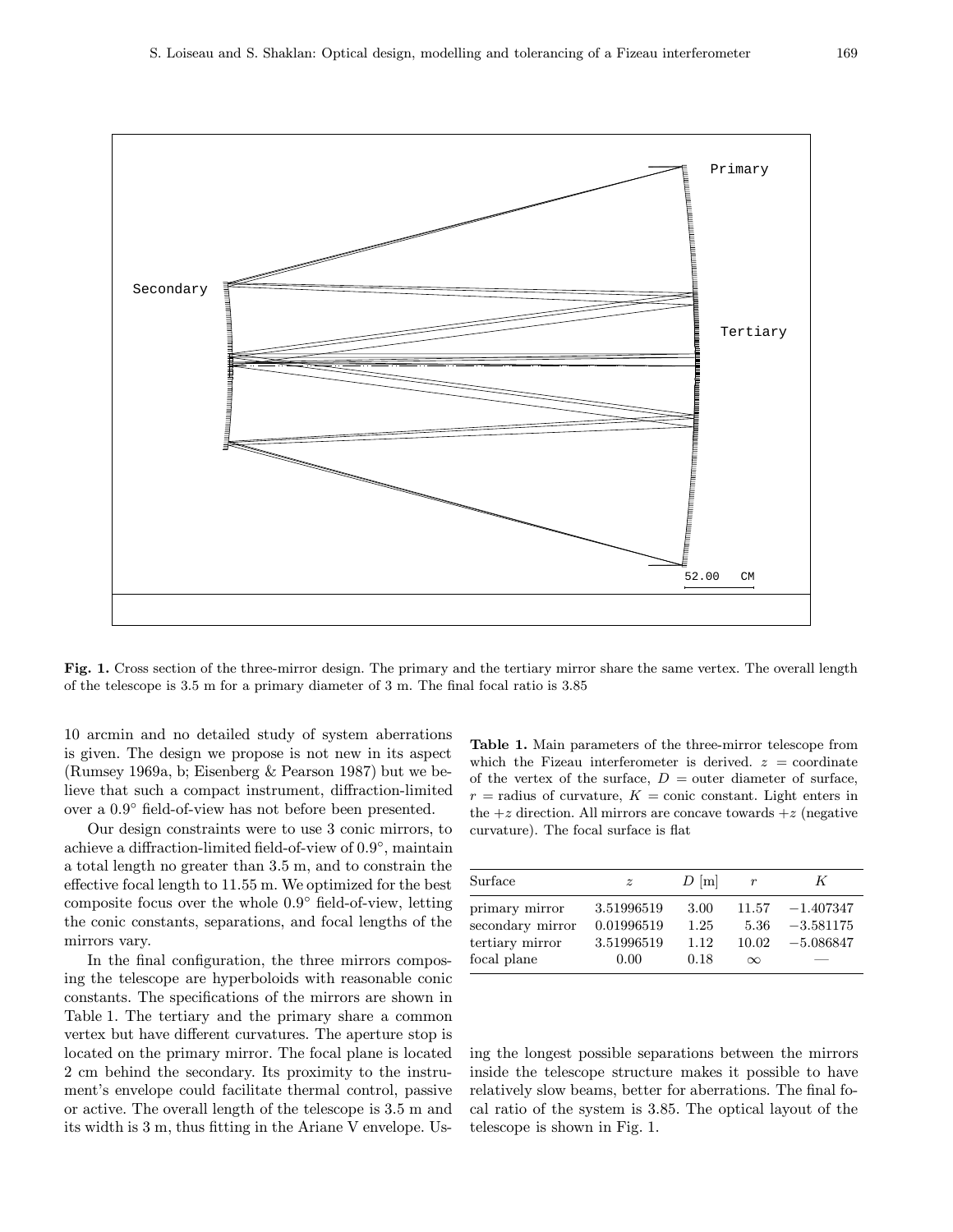**Fig. 1.** Cross section of the three-mirror design. The primary and the tertiary mirror share the same vertex. The overall length of the telescope is 3.5 m for a primary diameter of 3 m. The final focal ratio is 3.85

10 arcmin and no detailed study of system aberrations is given. The design we propose is not new in its aspect (Rumsey 1969a, b; Eisenberg & Pearson 1987) but we believe that such a compact instrument, diffraction-limited over a 0.9° field-of-view has not before been presented.

Our design constraints were to use 3 conic mirrors, to achieve a diffraction-limited field-of-view of 0.9°, maintain a total length no greater than 3.5 m, and to constrain the effective focal length to 11.55 m. We optimized for the best composite focus over the whole 0.9° field-of-view, letting the conic constants, separations, and focal lengths of the mirrors vary.

In the final configuration, the three mirrors composing the telescope are hyperboloids with reasonable conic constants. The specifications of the mirrors are shown in Table 1. The tertiary and the primary share a common vertex but have different curvatures. The aperture stop is located on the primary mirror. The focal plane is located 2 cm behind the secondary. Its proximity to the instrument's envelope could facilitate thermal control, passive or active. The overall length of the telescope is 3.5 m and its width is 3 m, thus fitting in the Ariane V envelope. Using the longest possible separations between the mirrors inside the telescope structure makes it possible to have relatively slow beams, better for aberrations. The final focal ratio of the system is 3.85. The optical layout of the telescope is shown in Fig. 1.

**Table 1.** Main parameters of the three-mirror telescope from which the Fizeau interferometer is derived. $z$ = coordinate of the vertex of the surface, $D$ = outer diameter of surface, $r$ = radius of curvature, $K$ = conic constant. Light enters in the $+z$ direction. All mirrors are concave towards $+z$ (negative curvature). The focal surface is flat

| Surface | $z$ | $D$ [m] | $r$ | $K$ |
|---|---|---|---|---|
| primary mirror | 3.51996519 | 3.00 | 11.57 | −1.407347 |
| secondary mirror | 0.01996519 | 1.25 | 5.36 | −3.581175 |
| tertiary mirror | 3.51996519 | 1.12 | 10.02 | −5.086847 |
| focal plane | 0.00 | 0.18 | $\infty$ | — |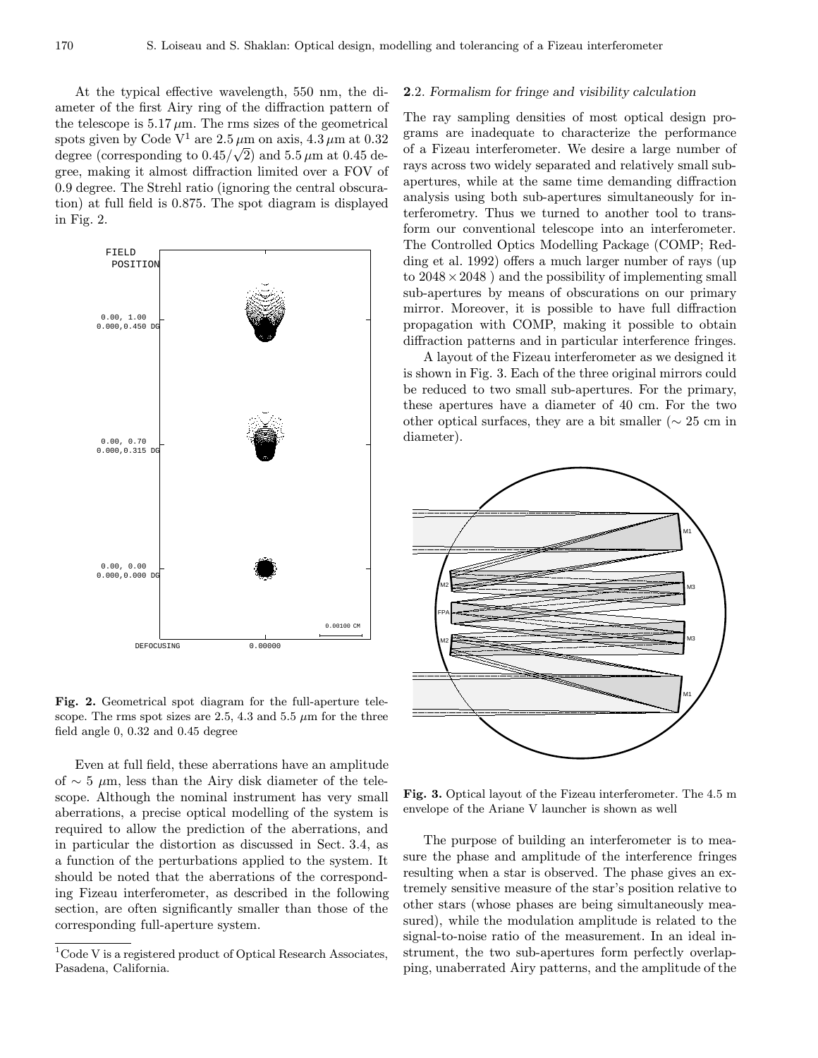At the typical effective wavelength, 550 nm, the diameter of the first Airy ring of the diffraction pattern of the telescope is 5.17 $\mu$m. The rms sizes of the geometrical spots given by Code V[1] are 2.5 $\mu$m on axis, 4.3 $\mu$m at 0.32 degree (corresponding to $0.45/\sqrt{2}$) and 5.5 $\mu$m at 0.45 degree, making it almost diffraction limited over a FOV of 0.9 degree. The Strehl ratio (ignoring the central obscuration) at full field is 0.875. The spot diagram is displayed in Fig. 2.

**Fig. 2.** Geometrical spot diagram for the full-aperture telescope. The rms spot sizes are 2.5, 4.3 and 5.5 $\mu$m for the three field angle 0, 0.32 and 0.45 degree

Even at full field, these aberrations have an amplitude of $\sim 5$ $\mu$m, less than the Airy disk diameter of the telescope. Although the nominal instrument has very small aberrations, a precise optical modelling of the system is required to allow the prediction of the aberrations, and in particular the distortion as discussed in Sect. 3.4, as a function of the perturbations applied to the system. It should be noted that the aberrations of the corresponding Fizeau interferometer, as described in the following section, are often significantly smaller than those of the corresponding full-aperture system.

[1] Code V is a registered product of Optical Research Associates, Pasadena, California.

### 2.2. *Formalism for fringe and visibility calculation*

The ray sampling densities of most optical design programs are inadequate to characterize the performance of a Fizeau interferometer. We desire a large number of rays across two widely separated and relatively small sub-apertures, while at the same time demanding diffraction analysis using both sub-apertures simultaneously for interferometry. Thus we turned to another tool to transform our conventional telescope into an interferometer. The Controlled Optics Modelling Package (COMP; Redding et al. 1992) offers a much larger number of rays (up to $2048 \times 2048$ ) and the possibility of implementing small sub-apertures by means of obscurations on our primary mirror. Moreover, it is possible to have full diffraction propagation with COMP, making it possible to obtain diffraction patterns and in particular interference fringes.

A layout of the Fizeau interferometer as we designed it is shown in Fig. 3. Each of the three original mirrors could be reduced to two small sub-apertures. For the primary, these apertures have a diameter of 40 cm. For the two other optical surfaces, they are a bit smaller ($\sim 25$ cm in diameter).

**Fig. 3.** Optical layout of the Fizeau interferometer. The 4.5 m envelope of the Ariane V launcher is shown as well

The purpose of building an interferometer is to measure the phase and amplitude of the interference fringes resulting when a star is observed. The phase gives an extremely sensitive measure of the star's position relative to other stars (whose phases are being simultaneously measured), while the modulation amplitude is related to the signal-to-noise ratio of the measurement. In an ideal instrument, the two sub-apertures form perfectly overlapping, unaberrated Airy patterns, and the amplitude of the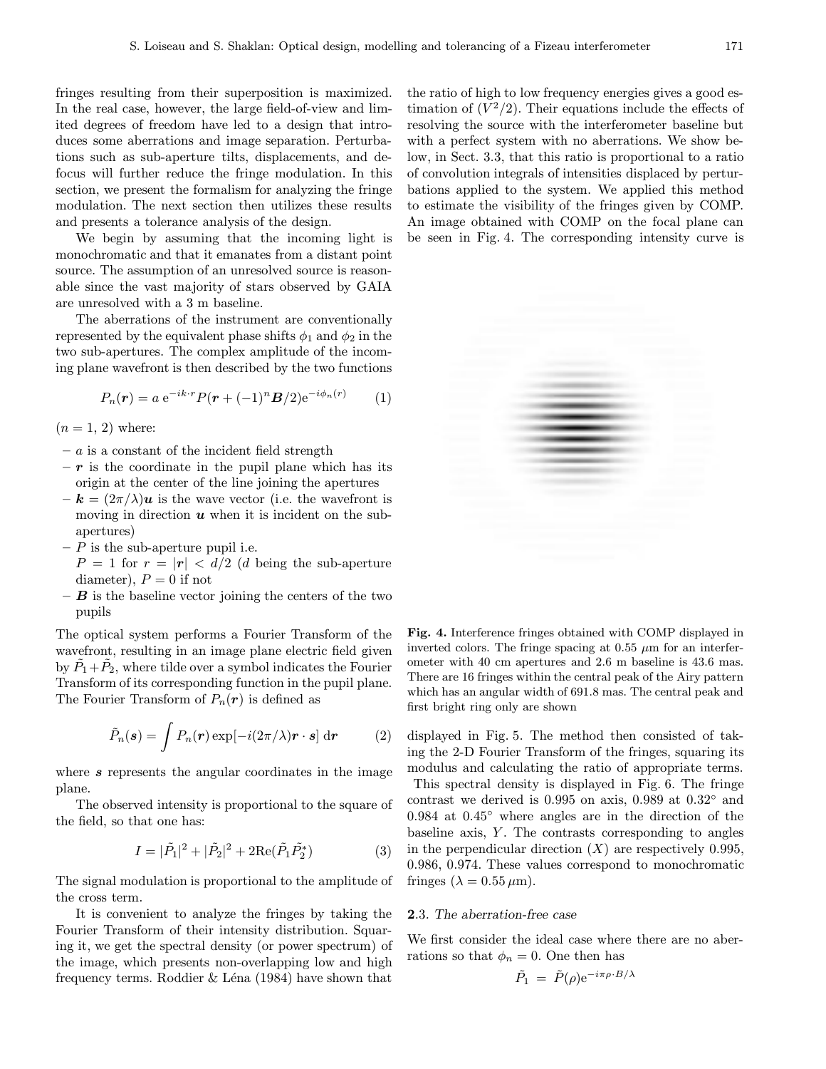fringes resulting from their superposition is maximized. In the real case, however, the large field-of-view and limited degrees of freedom have led to a design that introduces some aberrations and image separation. Perturbations such as sub-aperture tilts, displacements, and defocus will further reduce the fringe modulation. In this section, we present the formalism for analyzing the fringe modulation. The next section then utilizes these results and presents a tolerance analysis of the design.

We begin by assuming that the incoming light is monochromatic and that it emanates from a distant point source. The assumption of an unresolved source is reasonable since the vast majority of stars observed by GAIA are unresolved with a 3 m baseline.

The aberrations of the instrument are conventionally represented by the equivalent phase shifts $\phi_1$ and $\phi_2$ in the two sub-apertures. The complex amplitude of the incoming plane wavefront is then described by the two functions

$$P_n(\boldsymbol{r}) = a\,\mathrm{e}^{-ik\cdot r} P(\boldsymbol{r} + (-1)^n \boldsymbol{B}/2)\mathrm{e}^{-i\phi_n(r)} \qquad (1)$$

($n = 1, 2$) where:

- $a$ is a constant of the incident field strength
- $\boldsymbol{r}$ is the coordinate in the pupil plane which has its origin at the center of the line joining the apertures
- $\boldsymbol{k} = (2\pi/\lambda)\boldsymbol{u}$ is the wave vector (i.e. the wavefront is moving in direction $\boldsymbol{u}$ when it is incident on the sub-apertures)
- $P$ is the sub-aperture pupil i.e. $P = 1$ for $r = |\boldsymbol{r}| < d/2$ ($d$ being the sub-aperture diameter), $P = 0$ if not
- $\boldsymbol{B}$ is the baseline vector joining the centers of the two pupils

The optical system performs a Fourier Transform of the wavefront, resulting in an image plane electric field given by $\tilde{P}_1 + \tilde{P}_2$, where tilde over a symbol indicates the Fourier Transform of its corresponding function in the pupil plane. The Fourier Transform of $P_n(\boldsymbol{r})$ is defined as

$$\tilde{P}_n(\boldsymbol{s}) = \int P_n(\boldsymbol{r}) \exp[-i(2\pi/\lambda)\boldsymbol{r}\cdot\boldsymbol{s}]\,\mathrm{d}\boldsymbol{r} \qquad (2)$$

where $\boldsymbol{s}$ represents the angular coordinates in the image plane.

The observed intensity is proportional to the square of the field, so that one has:

$$I = |\tilde{P}_1|^2 + |\tilde{P}_2|^2 + 2\mathrm{Re}(\tilde{P}_1\tilde{P}_2^*) \qquad (3)$$

The signal modulation is proportional to the amplitude of the cross term.

It is convenient to analyze the fringes by taking the Fourier Transform of their intensity distribution. Squaring it, we get the spectral density (or power spectrum) of the image, which presents non-overlapping low and high frequency terms. Roddier & Léna (1984) have shown that the ratio of high to low frequency energies gives a good estimation of $(V^2/2)$. Their equations include the effects of resolving the source with the interferometer baseline but with a perfect system with no aberrations. We show below, in Sect. 3.3, that this ratio is proportional to a ratio of convolution integrals of intensities displaced by perturbations applied to the system. We applied this method to estimate the visibility of the fringes given by COMP. An image obtained with COMP on the focal plane can be seen in Fig. 4. The corresponding intensity curve is displayed in Fig. 5. The method then consisted of taking the 2-D Fourier Transform of the fringes, squaring its modulus and calculating the ratio of appropriate terms.

**Fig. 4.** Interference fringes obtained with COMP displayed in inverted colors. The fringe spacing at 0.55 $\mu$m for an interferometer with 40 cm apertures and 2.6 m baseline is 43.6 mas. There are 16 fringes within the central peak of the Airy pattern which has an angular width of 691.8 mas. The central peak and first bright ring only are shown

This spectral density is displayed in Fig. 6. The fringe contrast we derived is 0.995 on axis, 0.989 at 0.32° and 0.984 at 0.45° where angles are in the direction of the baseline axis, $Y$. The contrasts corresponding to angles in the perpendicular direction ($X$) are respectively 0.995, 0.986, 0.974. These values correspond to monochromatic fringes ($\lambda = 0.55\,\mu$m).

### 2.3. *The aberration-free case*

We first consider the ideal case where there are no aberrations so that $\phi_n = 0$. One then has

$$\tilde{P}_1 = \tilde{P}(\rho)\mathrm{e}^{-i\pi\rho\cdot B/\lambda}$$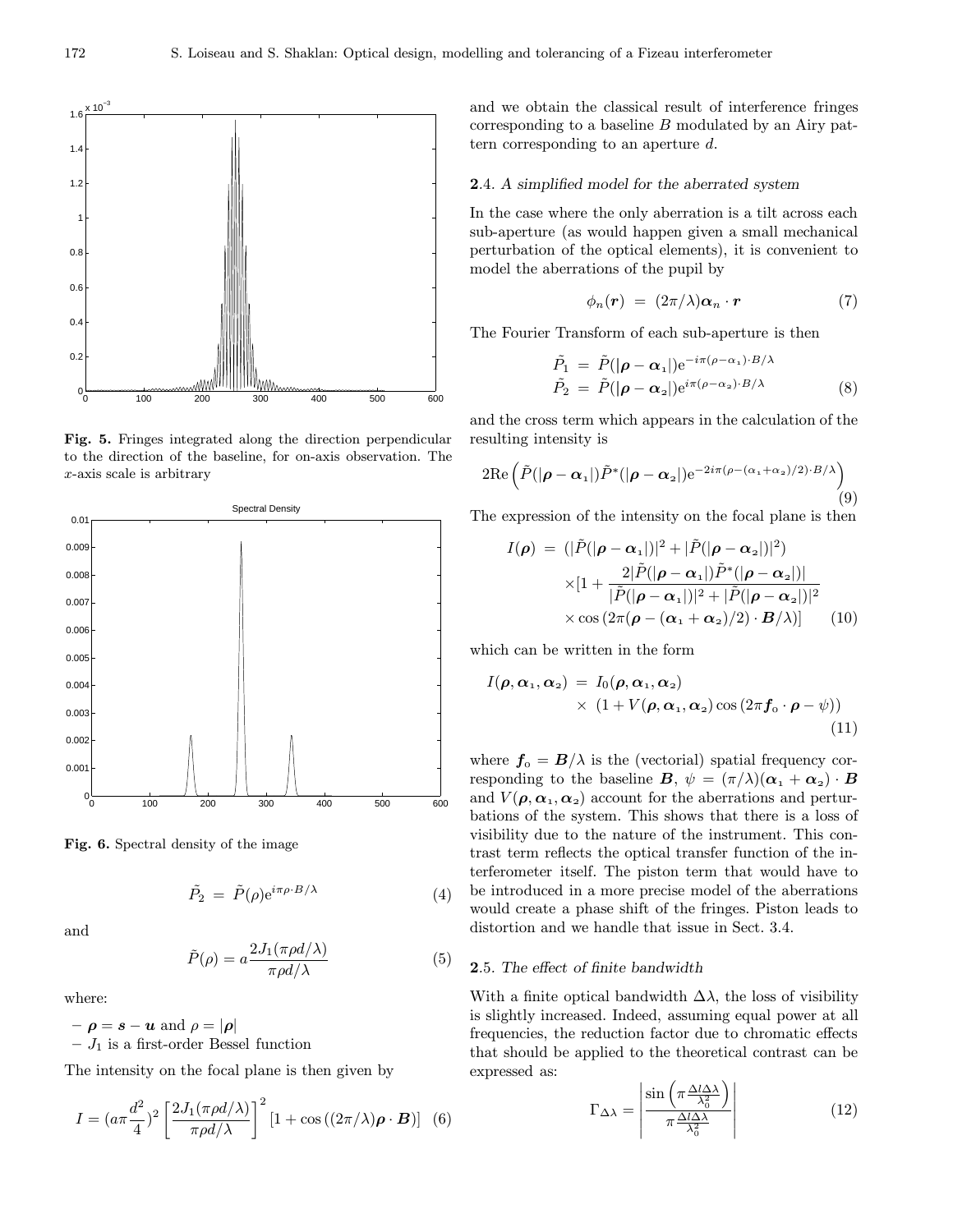**Fig. 5.** Fringes integrated along the direction perpendicular to the direction of the baseline, for on-axis observation. The $x$-axis scale is arbitrary

**Fig. 6.** Spectral density of the image

$$\tilde{P}_2 = \tilde{P}(\rho)e^{i\pi\rho\cdot B/\lambda} \quad (4)$$

and

$$\tilde{P}(\rho) = a\frac{2J_1(\pi\rho d/\lambda)}{\pi\rho d/\lambda} \quad (5)$$

where:

- $\boldsymbol{\rho} = \boldsymbol{s} - \boldsymbol{u}$ and $\rho = |\boldsymbol{\rho}|$
- $J_1$ is a first-order Bessel function

The intensity on the focal plane is then given by

$$I = (a\pi\frac{d^2}{4})^2\left[\frac{2J_1(\pi\rho d/\lambda)}{\pi\rho d/\lambda}\right]^2[1+\cos((2\pi/\lambda)\boldsymbol{\rho}\cdot\boldsymbol{B})] \quad (6)$$

and we obtain the classical result of interference fringes corresponding to a baseline $B$ modulated by an Airy pattern corresponding to an aperture $d$.

### 2.4. *A simplified model for the aberrated system*

In the case where the only aberration is a tilt across each sub-aperture (as would happen given a small mechanical perturbation of the optical elements), it is convenient to model the aberrations of the pupil by

$$\phi_n(\boldsymbol{r}) = (2\pi/\lambda)\boldsymbol{\alpha}_n\cdot\boldsymbol{r} \quad (7)$$

The Fourier Transform of each sub-aperture is then

$$\begin{aligned}\tilde{P_1} &= \tilde{P}(|\boldsymbol{\rho}-\boldsymbol{\alpha}_1|)e^{-i\pi(\rho-\alpha_1)\cdot B/\lambda}\\ \tilde{P_2} &= \tilde{P}(|\boldsymbol{\rho}-\boldsymbol{\alpha}_2|)e^{i\pi(\rho-\alpha_2)\cdot B/\lambda}\end{aligned} \quad (8)$$

and the cross term which appears in the calculation of the resulting intensity is

$$2\mathrm{Re}\left(\tilde{P}(|\boldsymbol{\rho}-\boldsymbol{\alpha}_1|)\tilde{P}^*(|\boldsymbol{\rho}-\boldsymbol{\alpha}_2|)e^{-2i\pi(\rho-(\alpha_1+\alpha_2)/2)\cdot B/\lambda}\right) \quad (9)$$

The expression of the intensity on the focal plane is then

$$\begin{aligned}I(\boldsymbol{\rho}) = &(|\tilde{P}(|\boldsymbol{\rho}-\boldsymbol{\alpha}_1|)|^2+|\tilde{P}(|\boldsymbol{\rho}-\boldsymbol{\alpha}_2|)|^2)\\ &\times[1+\frac{2|\tilde{P}(|\boldsymbol{\rho}-\boldsymbol{\alpha}_1|)\tilde{P}^*(|\boldsymbol{\rho}-\boldsymbol{\alpha}_2|)|}{|\tilde{P}(|\boldsymbol{\rho}-\boldsymbol{\alpha}_1|)|^2+|\tilde{P}(|\boldsymbol{\rho}-\boldsymbol{\alpha}_2|)|^2}\\ &\times\cos(2\pi(\boldsymbol{\rho}-(\boldsymbol{\alpha}_1+\boldsymbol{\alpha}_2)/2)\cdot\boldsymbol{B}/\lambda)]\end{aligned} \quad (10)$$

which can be written in the form

$$\begin{aligned}I(\boldsymbol{\rho},\boldsymbol{\alpha}_1,\boldsymbol{\alpha}_2) = &I_0(\boldsymbol{\rho},\boldsymbol{\alpha}_1,\boldsymbol{\alpha}_2)\\ &\times(1+V(\boldsymbol{\rho},\boldsymbol{\alpha}_1,\boldsymbol{\alpha}_2)\cos(2\pi\boldsymbol{f}_o\cdot\boldsymbol{\rho}-\psi))\end{aligned} \quad (11)$$

where $\boldsymbol{f}_o = \boldsymbol{B}/\lambda$ is the (vectorial) spatial frequency corresponding to the baseline $\boldsymbol{B}$, $\psi = (\pi/\lambda)(\boldsymbol{\alpha}_1+\boldsymbol{\alpha}_2)\cdot\boldsymbol{B}$ and $V(\boldsymbol{\rho},\boldsymbol{\alpha}_1,\boldsymbol{\alpha}_2)$ account for the aberrations and perturbations of the system. This shows that there is a loss of visibility due to the nature of the instrument. This contrast term reflects the optical transfer function of the interferometer itself. The piston term that would have to be introduced in a more precise model of the aberrations would create a phase shift of the fringes. Piston leads to distortion and we handle that issue in Sect. 3.4.

### 2.5. *The effect of finite bandwidth*

With a finite optical bandwidth $\Delta\lambda$, the loss of visibility is slightly increased. Indeed, assuming equal power at all frequencies, the reduction factor due to chromatic effects that should be applied to the theoretical contrast can be expressed as:

$$\Gamma_{\Delta\lambda} = \left|\frac{\sin\left(\pi\frac{\Delta l\Delta\lambda}{\lambda_0^2}\right)}{\pi\frac{\Delta l\Delta\lambda}{\lambda_0^2}}\right| \quad (12)$$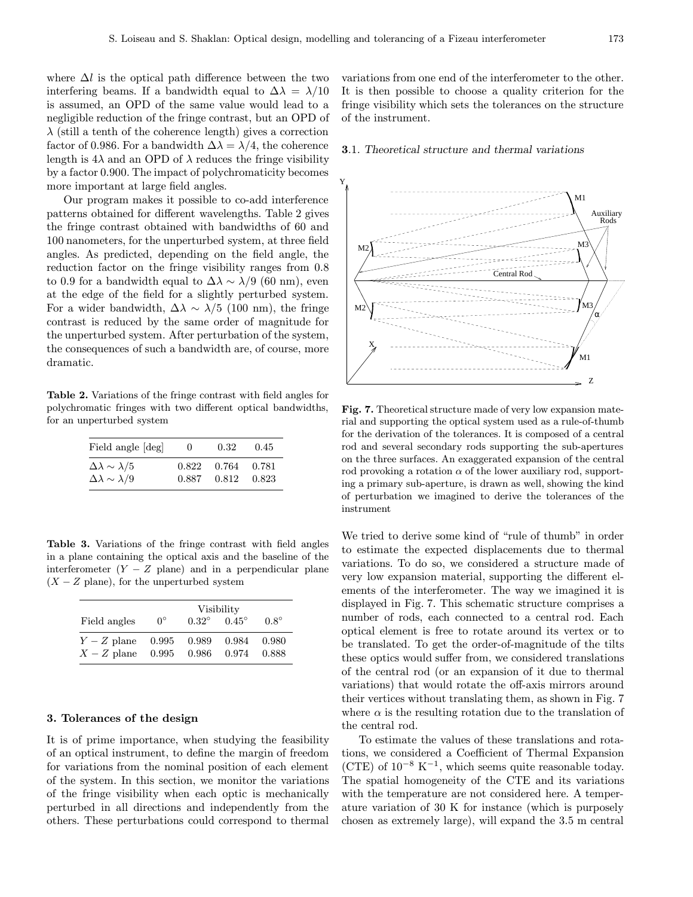where $\Delta l$ is the optical path difference between the two interfering beams. If a bandwidth equal to $\Delta\lambda = \lambda/10$ is assumed, an OPD of the same value would lead to a negligible reduction of the fringe contrast, but an OPD of $\lambda$ (still a tenth of the coherence length) gives a correction factor of 0.986. For a bandwidth $\Delta\lambda = \lambda/4$, the coherence length is $4\lambda$ and an OPD of $\lambda$ reduces the fringe visibility by a factor 0.900. The impact of polychromaticity becomes more important at large field angles.

Our program makes it possible to co-add interference patterns obtained for different wavelengths. Table 2 gives the fringe contrast obtained with bandwidths of 60 and 100 nanometers, for the unperturbed system, at three field angles. As predicted, depending on the field angle, the reduction factor on the fringe visibility ranges from 0.8 to 0.9 for a bandwidth equal to $\Delta\lambda \sim \lambda/9$ (60 nm), even at the edge of the field for a slightly perturbed system. For a wider bandwidth, $\Delta\lambda \sim \lambda/5$ (100 nm), the fringe contrast is reduced by the same order of magnitude for the unperturbed system. After perturbation of the system, the consequences of such a bandwidth are, of course, more dramatic.

**Table 2.** Variations of the fringe contrast with field angles for polychromatic fringes with two different optical bandwidths, for an unperturbed system

| Field angle [deg] | 0 | 0.32 | 0.45 |
|---|---|---|---|
| $\Delta\lambda \sim \lambda/5$ | 0.822 | 0.764 | 0.781 |
| $\Delta\lambda \sim \lambda/9$ | 0.887 | 0.812 | 0.823 |

**Table 3.** Variations of the fringe contrast with field angles in a plane containing the optical axis and the baseline of the interferometer ($Y - Z$ plane) and in a perpendicular plane ($X - Z$ plane), for the unperturbed system

| | Visibility | | | |
|---|---|---|---|---|
| Field angles | $0^\circ$ | $0.32^\circ$ | $0.45^\circ$ | $0.8^\circ$ |
| $Y - Z$ plane | 0.995 | 0.989 | 0.984 | 0.980 |
| $X - Z$ plane | 0.995 | 0.986 | 0.974 | 0.888 |

## 3. Tolerances of the design

It is of prime importance, when studying the feasibility of an optical instrument, to define the margin of freedom for variations from the nominal position of each element of the system. In this section, we monitor the variations of the fringe visibility when each optic is mechanically perturbed in all directions and independently from the others. These perturbations could correspond to thermal variations from one end of the interferometer to the other. It is then possible to choose a quality criterion for the fringe visibility which sets the tolerances on the structure of the instrument.

### 3.1. *Theoretical structure and thermal variations*

**Fig. 7.** Theoretical structure made of very low expansion material and supporting the optical system used as a rule-of-thumb for the derivation of the tolerances. It is composed of a central rod and several secondary rods supporting the sub-apertures on the three surfaces. An exaggerated expansion of the central rod provoking a rotation $\alpha$ of the lower auxiliary rod, supporting a primary sub-aperture, is drawn as well, showing the kind of perturbation we imagined to derive the tolerances of the instrument

We tried to derive some kind of "rule of thumb" in order to estimate the expected displacements due to thermal variations. To do so, we considered a structure made of very low expansion material, supporting the different elements of the interferometer. The way we imagined it is displayed in Fig. 7. This schematic structure comprises a number of rods, each connected to a central rod. Each optical element is free to rotate around its vertex or to be translated. To get the order-of-magnitude of the tilts these optics would suffer from, we considered translations of the central rod (or an expansion of it due to thermal variations) that would rotate the off-axis mirrors around their vertices without translating them, as shown in Fig. 7 where $\alpha$ is the resulting rotation due to the translation of the central rod.

To estimate the values of these translations and rotations, we considered a Coefficient of Thermal Expansion (CTE) of $10^{-8}$ K$^{-1}$, which seems quite reasonable today. The spatial homogeneity of the CTE and its variations with the temperature are not considered here. A temperature variation of 30 K for instance (which is purposely chosen as extremely large), will expand the 3.5 m central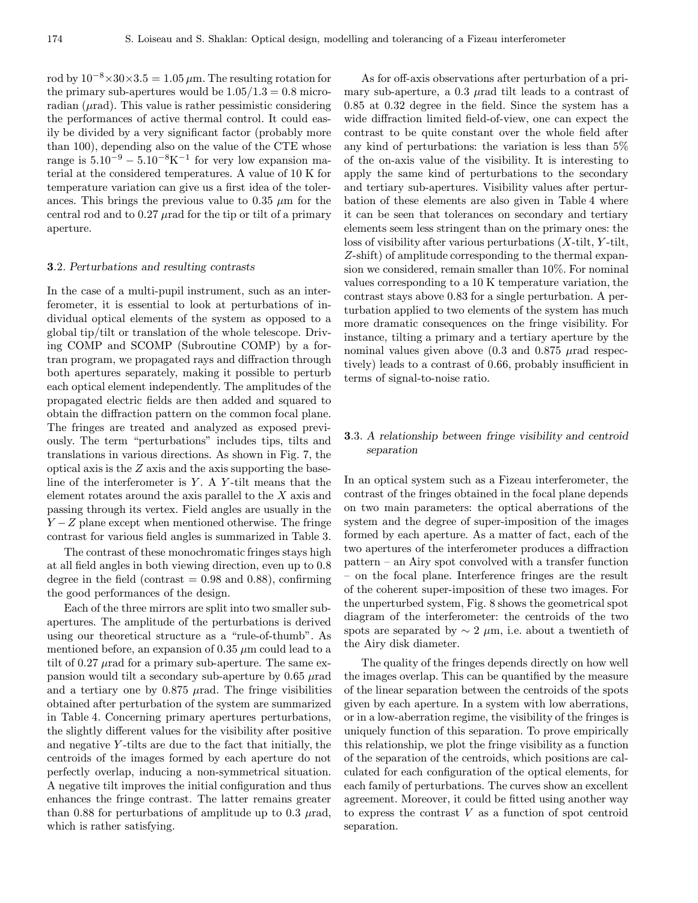rod by $10^{-8} \times 30 \times 3.5 = 1.05\,\mu$m. The resulting rotation for the primary sub-apertures would be $1.05/1.3 = 0.8$ microradian ($\mu$rad). This value is rather pessimistic considering the performances of active thermal control. It could easily be divided by a very significant factor (probably more than 100), depending also on the value of the CTE whose range is $5.10^{-9} - 5.10^{-8}\mathrm{K}^{-1}$ for very low expansion material at the considered temperatures. A value of 10 K for temperature variation can give us a first idea of the tolerances. This brings the previous value to $0.35\,\mu$m for the central rod and to $0.27\,\mu$rad for the tip or tilt of a primary aperture.

### **3**.2. *Perturbations and resulting contrasts*

In the case of a multi-pupil instrument, such as an interferometer, it is essential to look at perturbations of individual optical elements of the system as opposed to a global tip/tilt or translation of the whole telescope. Driving COMP and SCOMP (Subroutine COMP) by a fortran program, we propagated rays and diffraction through both apertures separately, making it possible to perturb each optical element independently. The amplitudes of the propagated electric fields are then added and squared to obtain the diffraction pattern on the common focal plane. The fringes are treated and analyzed as exposed previously. The term "perturbations" includes tips, tilts and translations in various directions. As shown in Fig. 7, the optical axis is the $Z$ axis and the axis supporting the baseline of the interferometer is $Y$. A $Y$-tilt means that the element rotates around the axis parallel to the $X$ axis and passing through its vertex. Field angles are usually in the $Y-Z$ plane except when mentioned otherwise. The fringe contrast for various field angles is summarized in Table 3.

The contrast of these monochromatic fringes stays high at all field angles in both viewing direction, even up to 0.8 degree in the field (contrast = 0.98 and 0.88), confirming the good performances of the design.

Each of the three mirrors are split into two smaller sub-apertures. The amplitude of the perturbations is derived using our theoretical structure as a "rule-of-thumb". As mentioned before, an expansion of $0.35\,\mu$m could lead to a tilt of $0.27\,\mu$rad for a primary sub-aperture. The same expansion would tilt a secondary sub-aperture by $0.65\,\mu$rad and a tertiary one by $0.875\,\mu$rad. The fringe visibilities obtained after perturbation of the system are summarized in Table 4. Concerning primary apertures perturbations, the slightly different values for the visibility after positive and negative $Y$-tilts are due to the fact that initially, the centroids of the images formed by each aperture do not perfectly overlap, inducing a non-symmetrical situation. A negative tilt improves the initial configuration and thus enhances the fringe contrast. The latter remains greater than 0.88 for perturbations of amplitude up to $0.3\,\mu$rad, which is rather satisfying.

As for off-axis observations after perturbation of a primary sub-aperture, a $0.3\,\mu$rad tilt leads to a contrast of 0.85 at 0.32 degree in the field. Since the system has a wide diffraction limited field-of-view, one can expect the contrast to be quite constant over the whole field after any kind of perturbations: the variation is less than 5% of the on-axis value of the visibility. It is interesting to apply the same kind of perturbations to the secondary and tertiary sub-apertures. Visibility values after perturbation of these elements are also given in Table 4 where it can be seen that tolerances on secondary and tertiary elements seem less stringent than on the primary ones: the loss of visibility after various perturbations ($X$-tilt, $Y$-tilt, $Z$-shift) of amplitude corresponding to the thermal expansion we considered, remain smaller than 10%. For nominal values corresponding to a 10 K temperature variation, the contrast stays above 0.83 for a single perturbation. A perturbation applied to two elements of the system has much more dramatic consequences on the fringe visibility. For instance, tilting a primary and a tertiary aperture by the nominal values given above (0.3 and $0.875\,\mu$rad respectively) leads to a contrast of 0.66, probably insufficient in terms of signal-to-noise ratio.

### **3**.3. *A relationship between fringe visibility and centroid separation*

In an optical system such as a Fizeau interferometer, the contrast of the fringes obtained in the focal plane depends on two main parameters: the optical aberrations of the system and the degree of super-imposition of the images formed by each aperture. As a matter of fact, each of the two apertures of the interferometer produces a diffraction pattern – an Airy spot convolved with a transfer function – on the focal plane. Interference fringes are the result of the coherent super-imposition of these two images. For the unperturbed system, Fig. 8 shows the geometrical spot diagram of the interferometer: the centroids of the two spots are separated by $\sim 2\,\mu$m, i.e. about a twentieth of the Airy disk diameter.

The quality of the fringes depends directly on how well the images overlap. This can be quantified by the measure of the linear separation between the centroids of the spots given by each aperture. In a system with low aberrations, or in a low-aberration regime, the visibility of the fringes is uniquely function of this separation. To prove empirically this relationship, we plot the fringe visibility as a function of the separation of the centroids, which positions are calculated for each configuration of the optical elements, for each family of perturbations. The curves show an excellent agreement. Moreover, it could be fitted using another way to express the contrast $V$ as a function of spot centroid separation.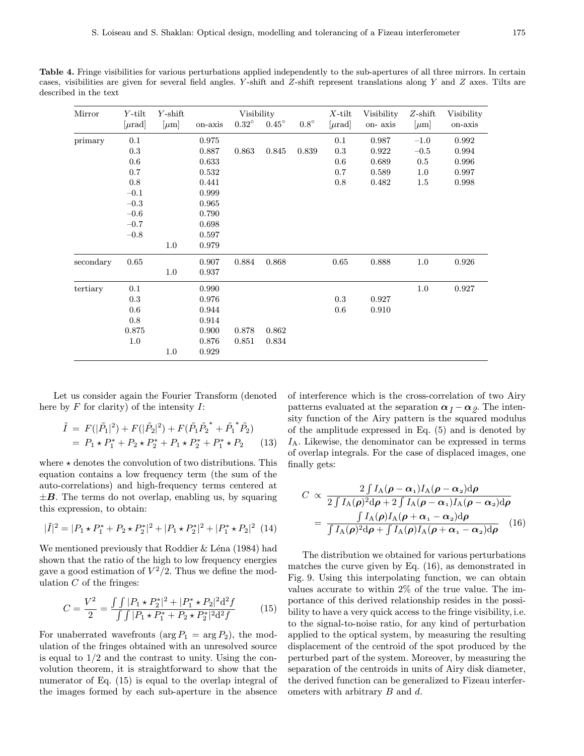**Table 4.** Fringe visibilities for various perturbations applied independently to the sub-apertures of all three mirrors. In certain cases, visibilities are given for several field angles. $Y$-shift and $Z$-shift represent translations along $Y$ and $Z$ axes. Tilts are described in the text

| Mirror | $Y$-tilt [$\mu$rad] | $Y$-shift [$\mu$m] | Visibility on-axis | $0.32^\circ$ | $0.45^\circ$ | $0.8^\circ$ | $X$-tilt [$\mu$rad] | Visibility on- axis | $Z$-shift [$\mu$m] | Visibility on-axis |
|---|---|---|---|---|---|---|---|---|---|---|
| primary | 0.1 | | 0.975 | | | | 0.1 | 0.987 | –1.0 | 0.992 |
| | 0.3 | | 0.887 | 0.863 | 0.845 | 0.839 | 0.3 | 0.922 | –0.5 | 0.994 |
| | 0.6 | | 0.633 | | | | 0.6 | 0.689 | 0.5 | 0.996 |
| | 0.7 | | 0.532 | | | | 0.7 | 0.589 | 1.0 | 0.997 |
| | 0.8 | | 0.441 | | | | 0.8 | 0.482 | 1.5 | 0.998 |
| | –0.1 | | 0.999 | | | | | | | |
| | –0.3 | | 0.965 | | | | | | | |
| | –0.6 | | 0.790 | | | | | | | |
| | –0.7 | | 0.698 | | | | | | | |
| | –0.8 | | 0.597 | | | | | | | |
| | | 1.0 | 0.979 | | | | | | | |
| secondary | 0.65 | | 0.907 | 0.884 | 0.868 | | 0.65 | 0.888 | 1.0 | 0.926 |
| | | 1.0 | 0.937 | | | | | | | |
| tertiary | 0.1 | | 0.990 | | | | | | 1.0 | 0.927 |
| | 0.3 | | 0.976 | | | | 0.3 | 0.927 | | |
| | 0.6 | | 0.944 | | | | 0.6 | 0.910 | | |
| | 0.8 | | 0.914 | | | | | | | |
| | 0.875 | | 0.900 | 0.878 | 0.862 | | | | | |
| | 1.0 | | 0.876 | 0.851 | 0.834 | | | | | |
| | | 1.0 | 0.929 | | | | | | | |

Let us consider again the Fourier Transform (denoted here by $F$ for clarity) of the intensity $I$:

$$\begin{aligned}\tilde{I} &= F(|\tilde{P}_1|^2) + F(|\tilde{P}_2|^2) + F(\tilde{P}_1\tilde{P}_2^{\,*} + \tilde{P}_1^{\,*}\tilde{P}_2) \\ &= P_1 \star P_1^* + P_2 \star P_2^* + P_1 \star P_2^* + P_1^* \star P_2 \end{aligned} \quad (13)$$

where $\star$ denotes the convolution of two distributions. This equation contains a low frequency term (the sum of the auto-correlations) and high-frequency terms centered at $\pm\boldsymbol{B}$. The terms do not overlap, enabling us, by squaring this expression, to obtain:

$$|\tilde{I}|^2 = |P_1 \star P_1^* + P_2 \star P_2^*|^2 + |P_1 \star P_2^*|^2 + |P_1^* \star P_2|^2 \quad (14)$$

We mentioned previously that Roddier & Léna (1984) had shown that the ratio of the high to low frequency energies gave a good estimation of $V^2/2$. Thus we define the modulation $C$ of the fringes:

$$C = \frac{V^2}{2} = \frac{\int\int |P_1 \star P_2^*|^2 + |P_1^* \star P_2|^2 \mathrm{d}^2 f}{\int\int |P_1 \star P_1^* + P_2 \star P_2^*|^2 \mathrm{d}^2 f} \quad (15)$$

For unaberrated wavefronts ($\arg P_1 = \arg P_2$), the modulation of the fringes obtained with an unresolved source is equal to 1/2 and the contrast to unity. Using the convolution theorem, it is straightforward to show that the numerator of Eq. (15) is equal to the overlap integral of the images formed by each sub-aperture in the absence of interference which is the cross-correlation of two Airy patterns evaluated at the separation $\boldsymbol{\alpha}_1 - \boldsymbol{\alpha}_2$. The intensity function of the Airy pattern is the squared modulus of the amplitude expressed in Eq. (5) and is denoted by $I_\mathrm{A}$. Likewise, the denominator can be expressed in terms of overlap integrals. For the case of displaced images, one finally gets:

$$\begin{aligned} C &\propto \frac{2\int I_\mathrm{A}(\boldsymbol{\rho}-\boldsymbol{\alpha}_1)I_\mathrm{A}(\boldsymbol{\rho}-\boldsymbol{\alpha}_2)\mathrm{d}\boldsymbol{\rho}}{2\int I_\mathrm{A}(\boldsymbol{\rho})^2\mathrm{d}\boldsymbol{\rho} + 2\int I_\mathrm{A}(\boldsymbol{\rho}-\boldsymbol{\alpha}_1)I_\mathrm{A}(\boldsymbol{\rho}-\boldsymbol{\alpha}_2)\mathrm{d}\boldsymbol{\rho}} \\ &= \frac{\int I_\mathrm{A}(\boldsymbol{\rho})I_\mathrm{A}(\boldsymbol{\rho}+\boldsymbol{\alpha}_1-\boldsymbol{\alpha}_2)\mathrm{d}\boldsymbol{\rho}}{\int I_\mathrm{A}(\boldsymbol{\rho})^2\mathrm{d}\boldsymbol{\rho} + \int I_\mathrm{A}(\boldsymbol{\rho})I_\mathrm{A}(\boldsymbol{\rho}+\boldsymbol{\alpha}_1-\boldsymbol{\alpha}_2)\mathrm{d}\boldsymbol{\rho}} \end{aligned} \quad (16)$$

The distribution we obtained for various perturbations matches the curve given by Eq. (16), as demonstrated in Fig. 9. Using this interpolating function, we can obtain values accurate to within 2% of the true value. The importance of this derived relationship resides in the possibility to have a very quick access to the fringe visibility, i.e. to the signal-to-noise ratio, for any kind of perturbation applied to the optical system, by measuring the resulting displacement of the centroid of the spot produced by the perturbed part of the system. Moreover, by measuring the separation of the centroids in units of Airy disk diameter, the derived function can be generalized to Fizeau interferometers with arbitrary $B$ and $d$.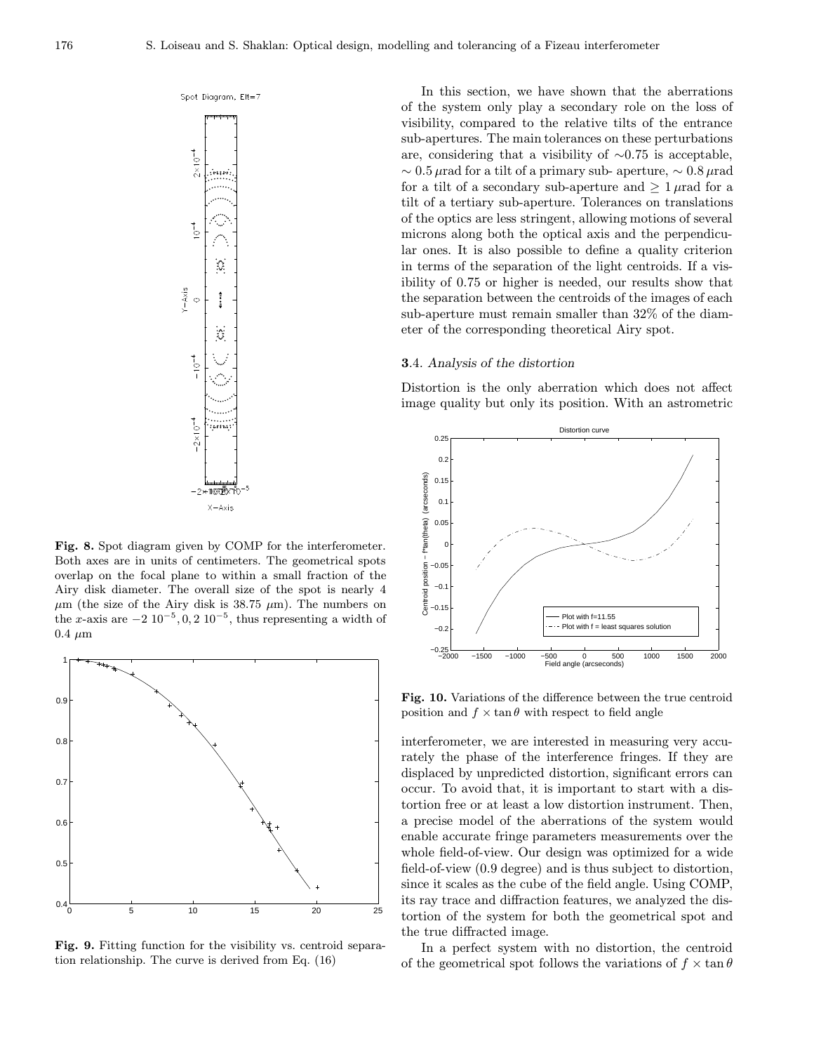**Fig. 8.** Spot diagram given by COMP for the interferometer. Both axes are in units of centimeters. The geometrical spots overlap on the focal plane to within a small fraction of the Airy disk diameter. The overall size of the spot is nearly 4 $\mu$m (the size of the Airy disk is 38.75 $\mu$m). The numbers on the $x$-axis are $-2\ 10^{-5}, 0, 2\ 10^{-5}$, thus representing a width of 0.4 $\mu$m

**Fig. 9.** Fitting function for the visibility vs. centroid separation relationship. The curve is derived from Eq. (16)

In this section, we have shown that the aberrations of the system only play a secondary role on the loss of visibility, compared to the relative tilts of the entrance sub-apertures. The main tolerances on these perturbations are, considering that a visibility of $\sim$0.75 is acceptable, $\sim 0.5\,\mu$rad for a tilt of a primary sub- aperture, $\sim 0.8\,\mu$rad for a tilt of a secondary sub-aperture and $\geq 1\,\mu$rad for a tilt of a tertiary sub-aperture. Tolerances on translations of the optics are less stringent, allowing motions of several microns along both the optical axis and the perpendicular ones. It is also possible to define a quality criterion in terms of the separation of the light centroids. If a visibility of 0.75 or higher is needed, our results show that the separation between the centroids of the images of each sub-aperture must remain smaller than 32% of the diameter of the corresponding theoretical Airy spot.

### 3.4. *Analysis of the distortion*

Distortion is the only aberration which does not affect image quality but only its position. With an astrometric interferometer, we are interested in measuring very accurately the phase of the interference fringes. If they are displaced by unpredicted distortion, significant errors can occur. To avoid that, it is important to start with a distortion free or at least a low distortion instrument. Then, a precise model of the aberrations of the system would enable accurate fringe parameters measurements over the whole field-of-view. Our design was optimized for a wide field-of-view (0.9 degree) and is thus subject to distortion, since it scales as the cube of the field angle. Using COMP, its ray trace and diffraction features, we analyzed the distortion of the system for both the geometrical spot and the true diffracted image.

**Fig. 10.** Variations of the difference between the true centroid position and $f \times \tan\theta$ with respect to field angle

In a perfect system with no distortion, the centroid of the geometrical spot follows the variations of $f \times \tan\theta$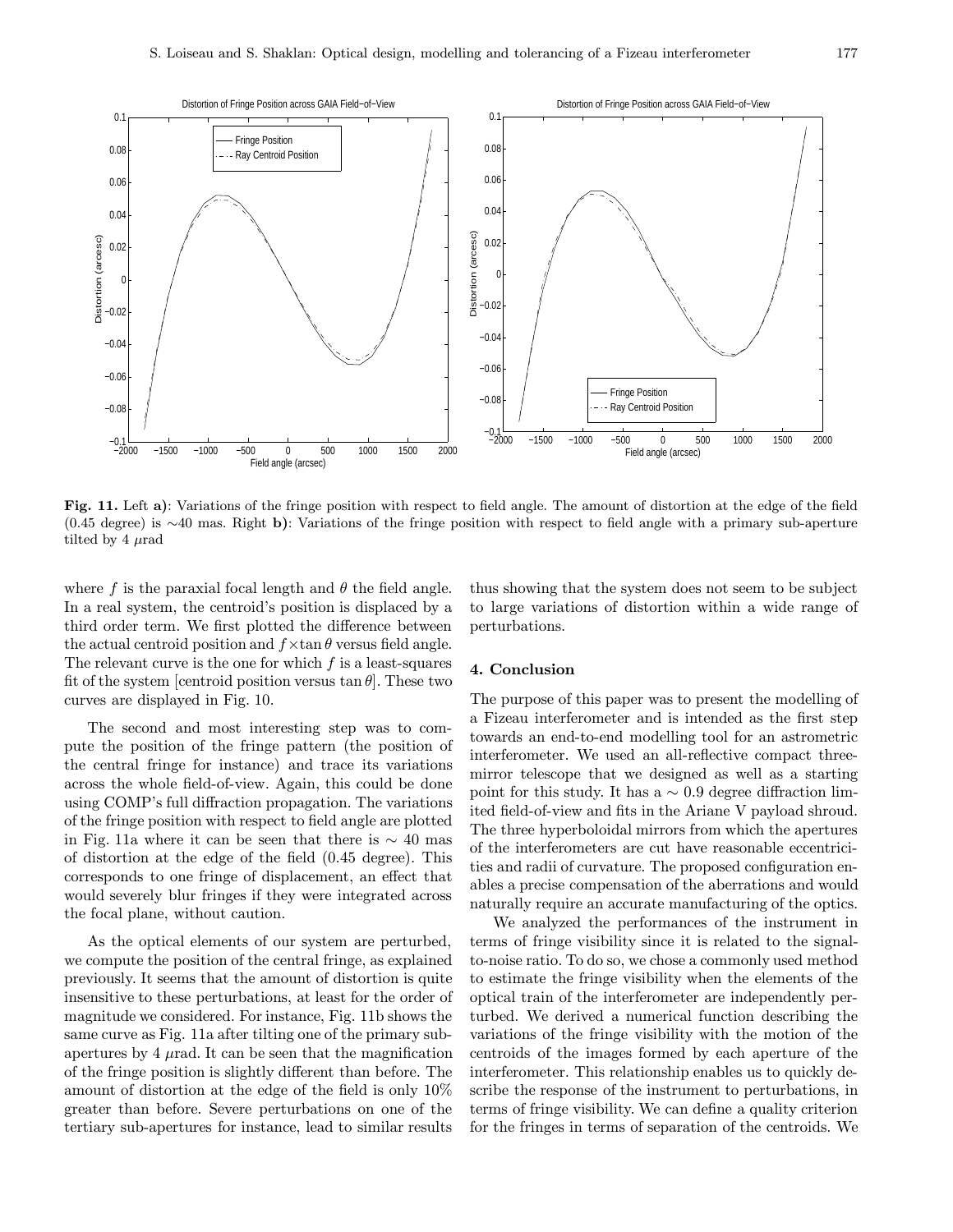Fig. 11. Left **a)**: Variations of the fringe position with respect to field angle. The amount of distortion at the edge of the field (0.45 degree) is ∼40 mas. Right **b)**: Variations of the fringe position with respect to field angle with a primary sub-aperture tilted by 4 $\mu$rad

where $f$ is the paraxial focal length and $\theta$ the field angle. In a real system, the centroid's position is displaced by a third order term. We first plotted the difference between the actual centroid position and $f \times \tan\theta$ versus field angle. The relevant curve is the one for which $f$ is a least-squares fit of the system [centroid position versus $\tan\theta$]. These two curves are displayed in Fig. 10.

The second and most interesting step was to compute the position of the fringe pattern (the position of the central fringe for instance) and trace its variations across the whole field-of-view. Again, this could be done using COMP's full diffraction propagation. The variations of the fringe position with respect to field angle are plotted in Fig. 11a where it can be seen that there is $\sim$ 40 mas of distortion at the edge of the field (0.45 degree). This corresponds to one fringe of displacement, an effect that would severely blur fringes if they were integrated across the focal plane, without caution.

As the optical elements of our system are perturbed, we compute the position of the central fringe, as explained previously. It seems that the amount of distortion is quite insensitive to these perturbations, at least for the order of magnitude we considered. For instance, Fig. 11b shows the same curve as Fig. 11a after tilting one of the primary sub-apertures by 4 $\mu$rad. It can be seen that the magnification of the fringe position is slightly different than before. The amount of distortion at the edge of the field is only 10% greater than before. Severe perturbations on one of the tertiary sub-apertures for instance, lead to similar results thus showing that the system does not seem to be subject to large variations of distortion within a wide range of perturbations.

## 4. Conclusion

The purpose of this paper was to present the modelling of a Fizeau interferometer and is intended as the first step towards an end-to-end modelling tool for an astrometric interferometer. We used an all-reflective compact three-mirror telescope that we designed as well as a starting point for this study. It has a $\sim$ 0.9 degree diffraction limited field-of-view and fits in the Ariane V payload shroud. The three hyperboloidal mirrors from which the apertures of the interferometers are cut have reasonable eccentricities and radii of curvature. The proposed configuration enables a precise compensation of the aberrations and would naturally require an accurate manufacturing of the optics.

We analyzed the performances of the instrument in terms of fringe visibility since it is related to the signal-to-noise ratio. To do so, we chose a commonly used method to estimate the fringe visibility when the elements of the optical train of the interferometer are independently perturbed. We derived a numerical function describing the variations of the fringe visibility with the motion of the centroids of the images formed by each aperture of the interferometer. This relationship enables us to quickly describe the response of the instrument to perturbations, in terms of fringe visibility. We can define a quality criterion for the fringes in terms of separation of the centroids. We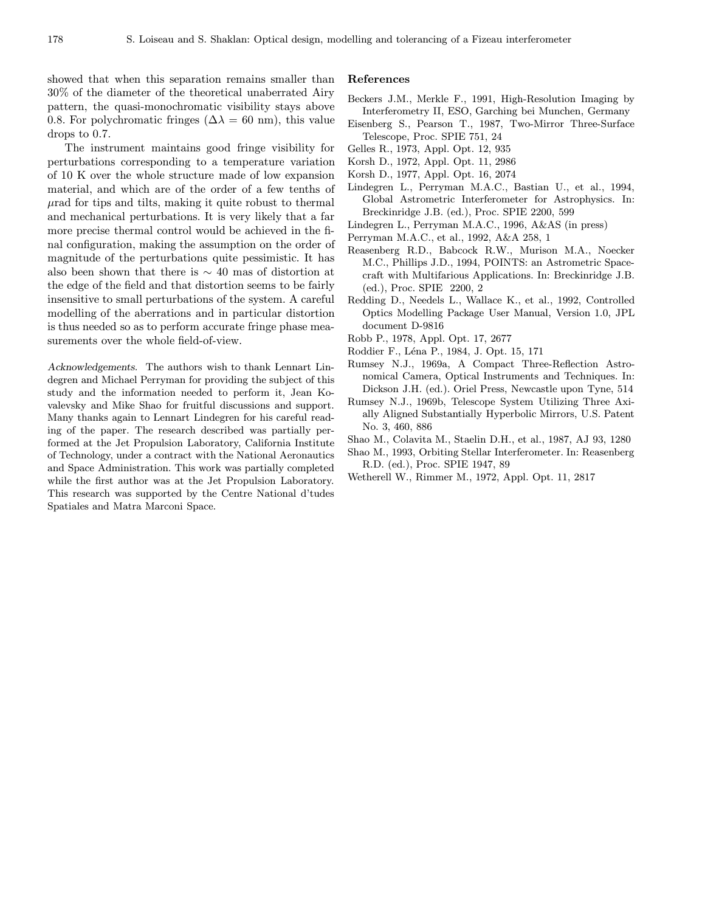showed that when this separation remains smaller than 30% of the diameter of the theoretical unaberrated Airy pattern, the quasi-monochromatic visibility stays above 0.8. For polychromatic fringes ($\Delta\lambda = 60$ nm), this value drops to 0.7.

The instrument maintains good fringe visibility for perturbations corresponding to a temperature variation of 10 K over the whole structure made of low expansion material, and which are of the order of a few tenths of $\mu$rad for tips and tilts, making it quite robust to thermal and mechanical perturbations. It is very likely that a far more precise thermal control would be achieved in the final configuration, making the assumption on the order of magnitude of the perturbations quite pessimistic. It has also been shown that there is $\sim$ 40 mas of distortion at the edge of the field and that distortion seems to be fairly insensitive to small perturbations of the system. A careful modelling of the aberrations and in particular distortion is thus needed so as to perform accurate fringe phase measurements over the whole field-of-view.

*Acknowledgements.* The authors wish to thank Lennart Lindegren and Michael Perryman for providing the subject of this study and the information needed to perform it, Jean Kovalevsky and Mike Shao for fruitful discussions and support. Many thanks again to Lennart Lindegren for his careful reading of the paper. The research described was partially performed at the Jet Propulsion Laboratory, California Institute of Technology, under a contract with the National Aeronautics and Space Administration. This work was partially completed while the first author was at the Jet Propulsion Laboratory. This research was supported by the Centre National d'tudes Spatiales and Matra Marconi Space.

## References

Beckers J.M., Merkle F., 1991, High-Resolution Imaging by Interferometry II, ESO, Garching bei Munchen, Germany

Eisenberg S., Pearson T., 1987, Two-Mirror Three-Surface Telescope, Proc. SPIE 751, 24

Gelles R., 1973, Appl. Opt. 12, 935

Korsh D., 1972, Appl. Opt. 11, 2986

Korsh D., 1977, Appl. Opt. 16, 2074

Lindegren L., Perryman M.A.C., Bastian U., et al., 1994, Global Astrometric Interferometer for Astrophysics. In: Breckinridge J.B. (ed.), Proc. SPIE 2200, 599

Lindegren L., Perryman M.A.C., 1996, A&AS (in press)

Perryman M.A.C., et al., 1992, A&A 258, 1

Reasenberg R.D., Babcock R.W., Murison M.A., Noecker M.C., Phillips J.D., 1994, POINTS: an Astrometric Spacecraft with Multifarious Applications. In: Breckinridge J.B. (ed.), Proc. SPIE 2200, 2

Redding D., Needels L., Wallace K., et al., 1992, Controlled Optics Modelling Package User Manual, Version 1.0, JPL document D-9816

Robb P., 1978, Appl. Opt. 17, 2677

Roddier F., Léna P., 1984, J. Opt. 15, 171

Rumsey N.J., 1969a, A Compact Three-Reflection Astronomical Camera, Optical Instruments and Techniques. In: Dickson J.H. (ed.). Oriel Press, Newcastle upon Tyne, 514

Rumsey N.J., 1969b, Telescope System Utilizing Three Axially Aligned Substantially Hyperbolic Mirrors, U.S. Patent No. 3, 460, 886

Shao M., Colavita M., Staelin D.H., et al., 1987, AJ 93, 1280

Shao M., 1993, Orbiting Stellar Interferometer. In: Reasenberg R.D. (ed.), Proc. SPIE 1947, 89

Wetherell W., Rimmer M., 1972, Appl. Opt. 11, 2817